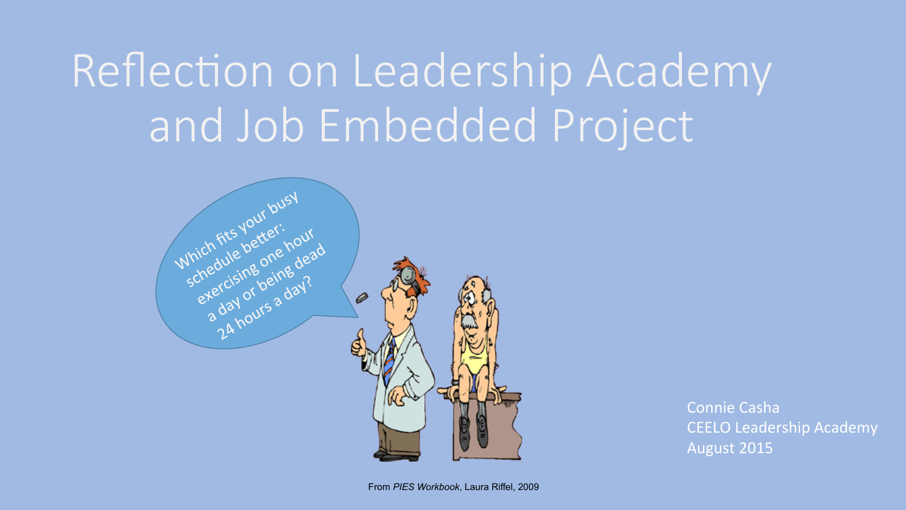# Reflection on Leadership Academy and Job Embedded Project

Which fits your busy schedule better: exercising one hour a day or being dead 24 hours a day?

Connie Casha
CEELO Leadership Academy
August 2015

From *PIES Workbook*, Laura Riffel, 2009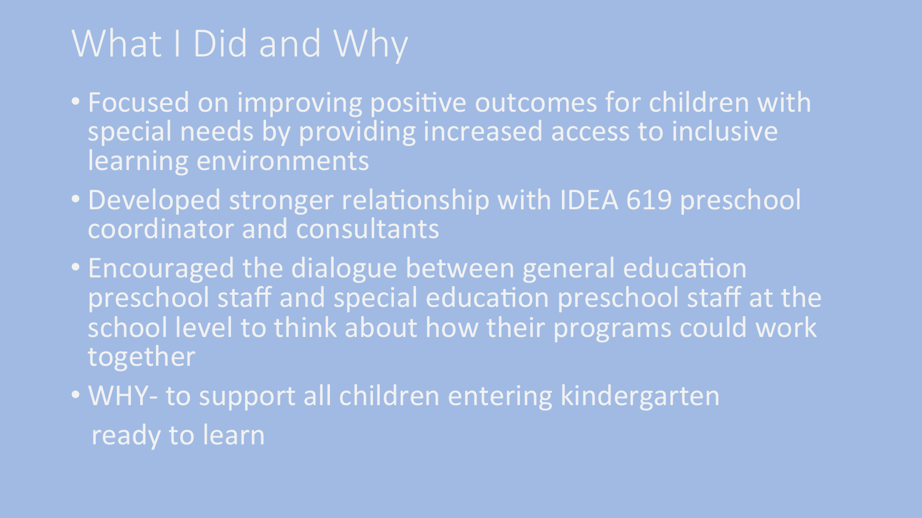# What I Did and Why

- Focused on improving positive outcomes for children with special needs by providing increased access to inclusive learning environments
- Developed stronger relationship with IDEA 619 preschool coordinator and consultants
- Encouraged the dialogue between general education preschool staff and special education preschool staff at the school level to think about how their programs could work together
- WHY- to support all children entering kindergarten ready to learn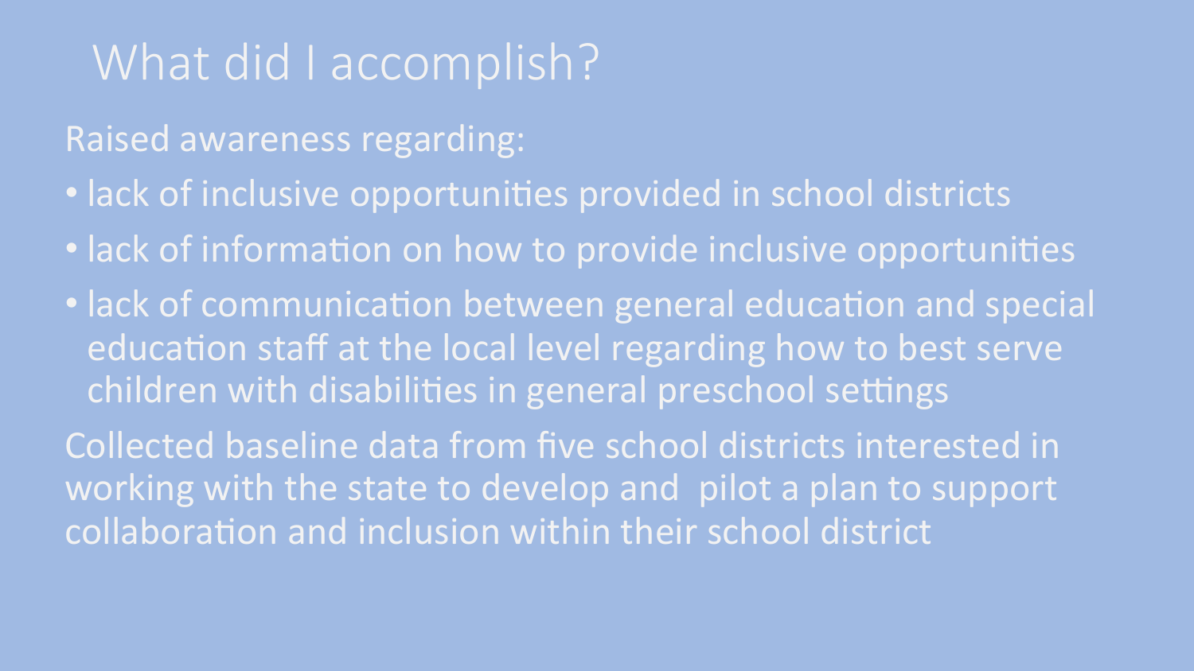# What did I accomplish?

Raised awareness regarding:

- lack of inclusive opportunities provided in school districts
- lack of information on how to provide inclusive opportunities
- lack of communication between general education and special education staff at the local level regarding how to best serve children with disabilities in general preschool settings

Collected baseline data from five school districts interested in working with the state to develop and pilot a plan to support collaboration and inclusion within their school district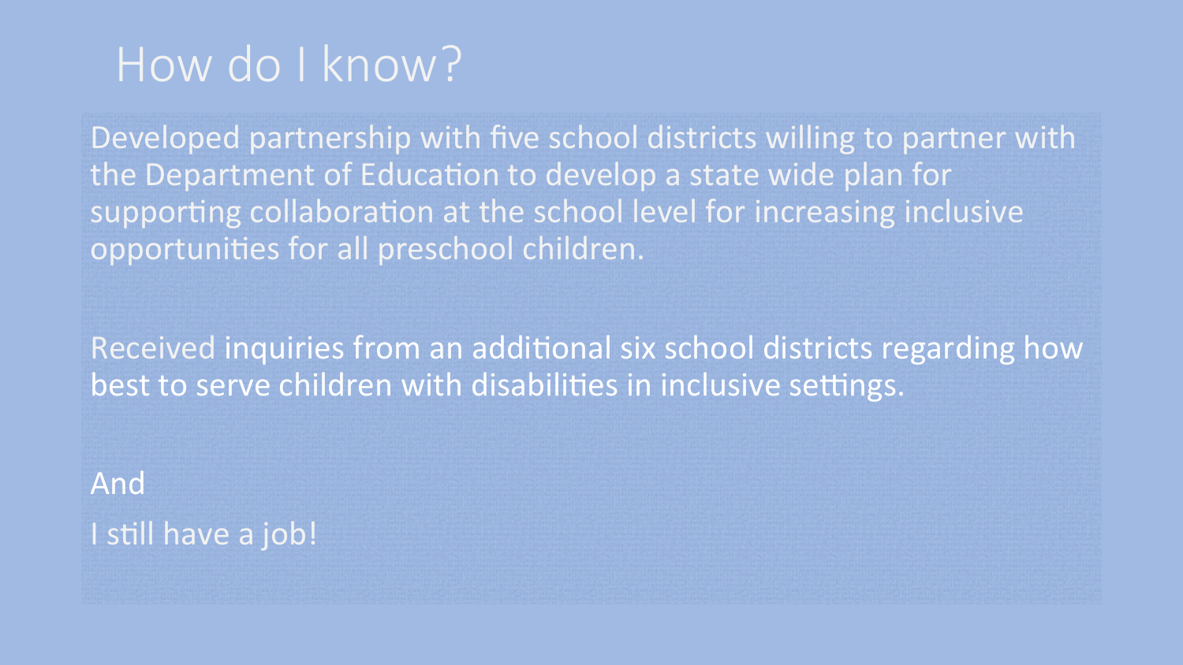# How do I know?

Developed partnership with five school districts willing to partner with the Department of Education to develop a state wide plan for supporting collaboration at the school level for increasing inclusive opportunities for all preschool children.

Received inquiries from an additional six school districts regarding how best to serve children with disabilities in inclusive settings.

And

I still have a job!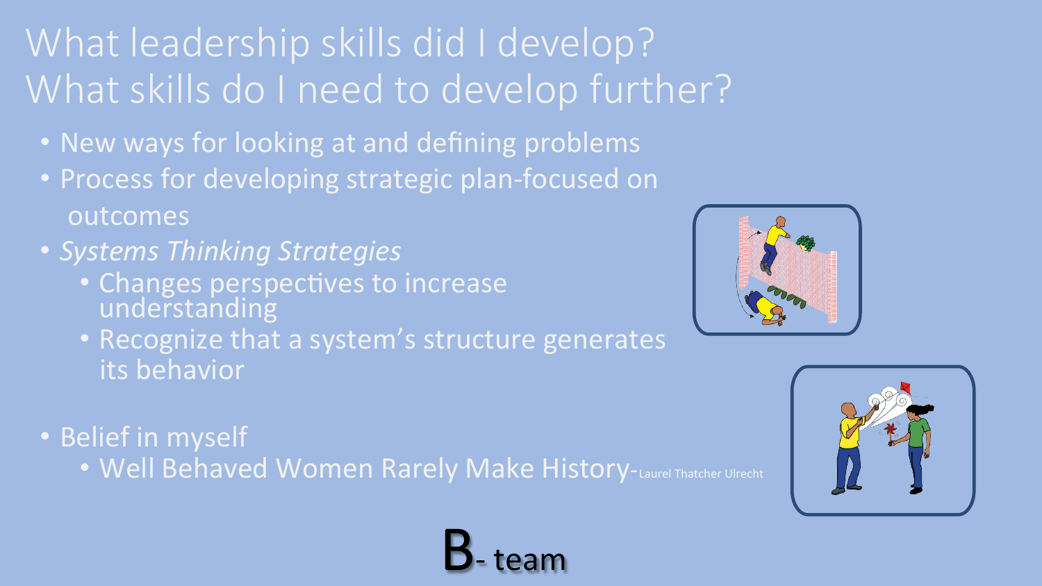# What leadership skills did I develop? What skills do I need to develop further?

- New ways for looking at and defining problems
- Process for developing strategic plan-focused on outcomes
- *Systems Thinking Strategies*
  - Changes perspectives to increase understanding
  - Recognize that a system's structure generates its behavior
- Belief in myself
  - Well Behaved Women Rarely Make History-Laurel Thatcher Ulrecht

B- team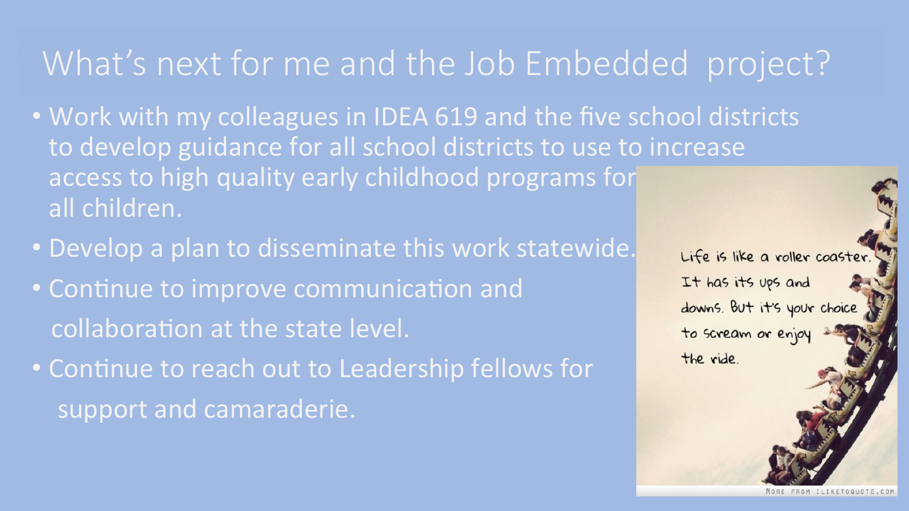# What's next for me and the Job Embedded project?

- Work with my colleagues in IDEA 619 and the five school districts to develop guidance for all school districts to use to increase access to high quality early childhood programs for all children.
- Develop a plan to disseminate this work statewide.
- Continue to improve communication and collaboration at the state level.
- Continue to reach out to Leadership fellows for support and camaraderie.

Life is like a roller coaster. It has its ups and downs. But it's your choice to scream or enjoy the ride.

MORE FROM ILIKETOQUOTE.COM